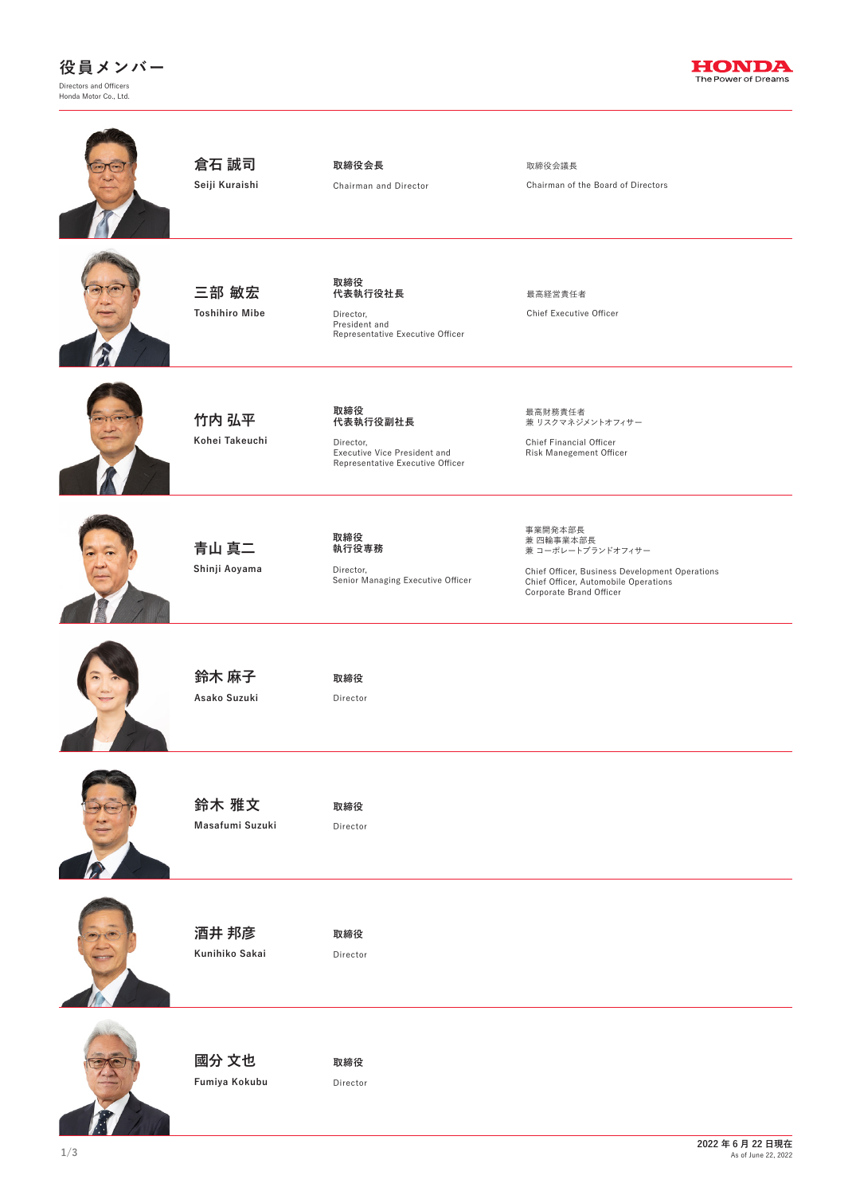# 役員メンバー

Directors and Officers
Honda Motor Co., Ltd.

HONDA
The Power of Dreams

| 氏名 | 役職 | 担当 |
| --- | --- | --- |
| **倉石 誠司**<br>Seiji Kuraishi | **取締役会長**<br>Chairman and Director | 取締役会議長<br>Chairman of the Board of Directors |
| **三部 敏宏**<br>Toshihiro Mibe | **取締役**<br>**代表執行役社長**<br>Director,<br>President and<br>Representative Executive Officer | 最高経営責任者<br>Chief Executive Officer |
| **竹内 弘平**<br>Kohei Takeuchi | **取締役**<br>**代表執行役副社長**<br>Director,<br>Executive Vice President and<br>Representative Executive Officer | 最高財務責任者<br>兼 リスクマネジメントオフィサー<br>Chief Financial Officer<br>Risk Manegement Officer |
| **青山 真二**<br>Shinji Aoyama | **取締役**<br>**執行役専務**<br>Director,<br>Senior Managing Executive Officer | 事業開発本部長<br>兼 四輪事業本部長<br>兼 コーポレートブランドオフィサー<br>Chief Officer, Business Development Operations<br>Chief Officer, Automobile Operations<br>Corporate Brand Officer |
| **鈴木 麻子**<br>Asako Suzuki | **取締役**<br>Director | |
| **鈴木 雅文**<br>Masafumi Suzuki | **取締役**<br>Director | |
| **酒井 邦彦**<br>Kunihiko Sakai | **取締役**<br>Director | |
| **國分 文也**<br>Fumiya Kokubu | **取締役**<br>Director | |

2022 年 6 月 22 日現在
As of June 22, 2022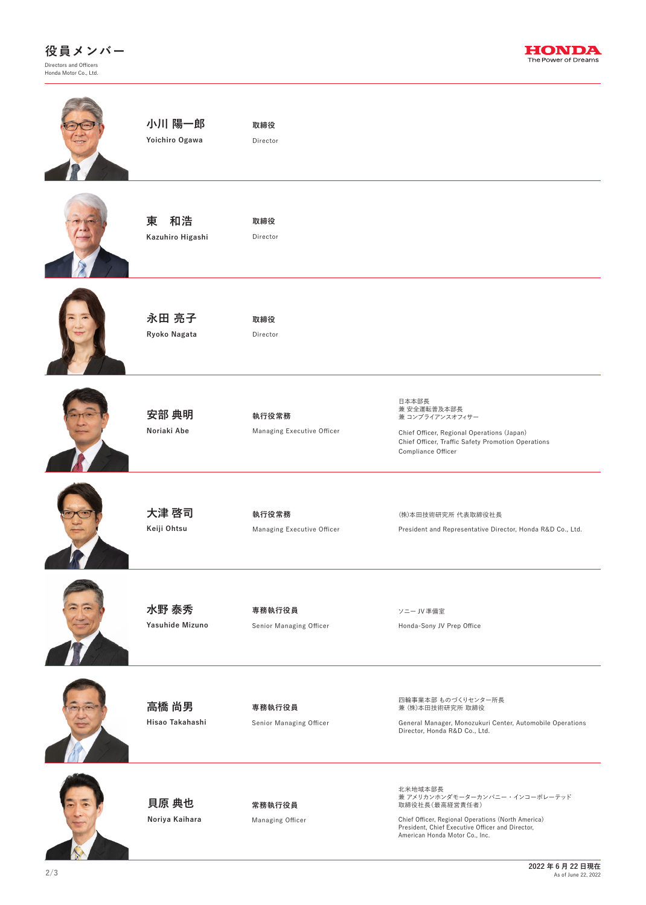# 役員メンバー

Directors and Officers
Honda Motor Co., Ltd.

HONDA
The Power of Dreams

| 氏名 | 役職 | 担当 |
|---|---|---|
| 小川 陽一郎<br>Yoichiro Ogawa | 取締役<br>Director | |
| 東　和浩<br>Kazuhiro Higashi | 取締役<br>Director | |
| 永田 亮子<br>Ryoko Nagata | 取締役<br>Director | |
| 安部 典明<br>Noriaki Abe | 執行役常務<br>Managing Executive Officer | 日本本部長<br>兼 安全運転普及本部長<br>兼 コンプライアンスオフィサー<br><br>Chief Officer, Regional Operations (Japan)<br>Chief Officer, Traffic Safety Promotion Operations<br>Compliance Officer |
| 大津 啓司<br>Keiji Ohtsu | 執行役常務<br>Managing Executive Officer | (株)本田技術研究所 代表取締役社長<br><br>President and Representative Director, Honda R&D Co., Ltd. |
| 水野 泰秀<br>Yasuhide Mizuno | 専務執行役員<br>Senior Managing Officer | ソニー JV準備室<br><br>Honda-Sony JV Prep Office |
| 高橋 尚男<br>Hisao Takahashi | 専務執行役員<br>Senior Managing Officer | 四輪事業本部 ものづくりセンター所長<br>兼 (株)本田技術研究所 取締役<br><br>General Manager, Monozukuri Center, Automobile Operations<br>Director, Honda R&D Co., Ltd. |
| 貝原 典也<br>Noriya Kaihara | 常務執行役員<br>Managing Officer | 北米地域本部長<br>兼 アメリカンホンダモーターカンパニー・インコーポレーテッド<br>取締役社長(最高経営責任者)<br><br>Chief Officer, Regional Operations (North America)<br>President, Chief Executive Officer and Director,<br>American Honda Motor Co., Inc. |

2022年6月22日現在
As of June 22, 2022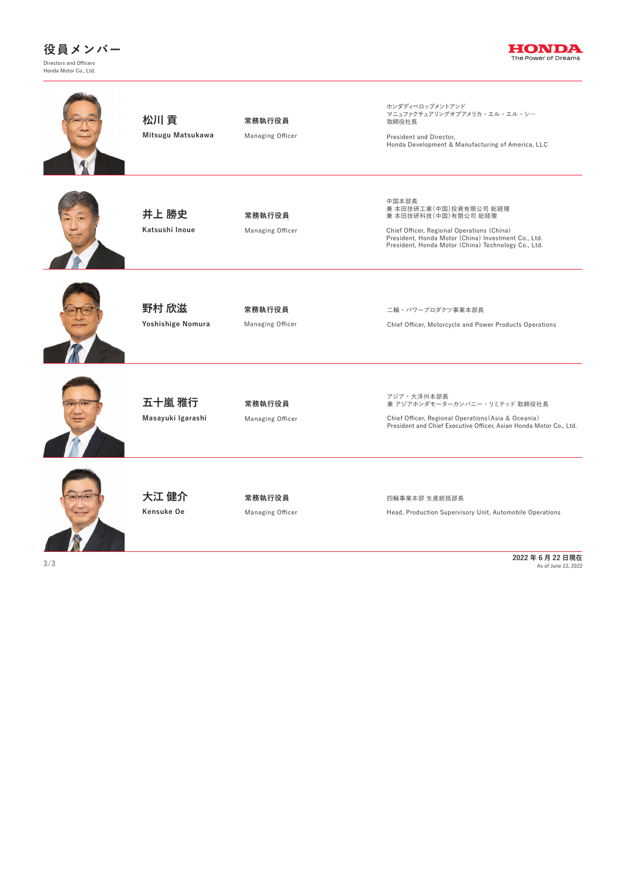# 役員メンバー

Directors and Officers
Honda Motor Co., Ltd.

HONDA
The Power of Dreams

| | | |
|---|---|---|
| **松川 貢**<br>**Mitsugu Matsukawa** | **常務執行役員**<br>Managing Officer | ホンダディベロップメントアンド<br>マニュファクチュアリングオブアメリカ・エル・エル・シー<br>取締役社長<br><br>President and Director,<br>Honda Development & Manufacturing of America, LLC |
| **井上 勝史**<br>**Katsushi Inoue** | **常務執行役員**<br>Managing Officer | 中国本部長<br>兼 本田技研工業(中国)投資有限公司 総経理<br>兼 本田技研科技(中国)有限公司 総経理<br><br>Chief Officer, Regional Operations (China)<br>President, Honda Motor (China) Investment Co., Ltd.<br>President, Honda Motor (China) Technology Co., Ltd. |
| **野村 欣滋**<br>**Yoshishige Nomura** | **常務執行役員**<br>Managing Officer | 二輪・パワープロダクツ事業本部長<br><br>Chief Officer, Motorcycle and Power Products Operations |
| **五十嵐 雅行**<br>**Masayuki Igarashi** | **常務執行役員**<br>Managing Officer | アジア・大洋州本部長<br>兼 アジアホンダモーターカンパニー・リミテッド 取締役社長<br><br>Chief Officer, Regional Operations(Asia & Oceania)<br>President and Chief Executive Officer, Asian Honda Motor Co., Ltd. |
| **大江 健介**<br>**Kensuke Oe** | **常務執行役員**<br>Managing Officer | 四輪事業本部 生産統括部長<br><br>Head, Production Supervisory Unit, Automobile Operations |

**2022 年 6 月 22 日現在**
As of June 22, 2022